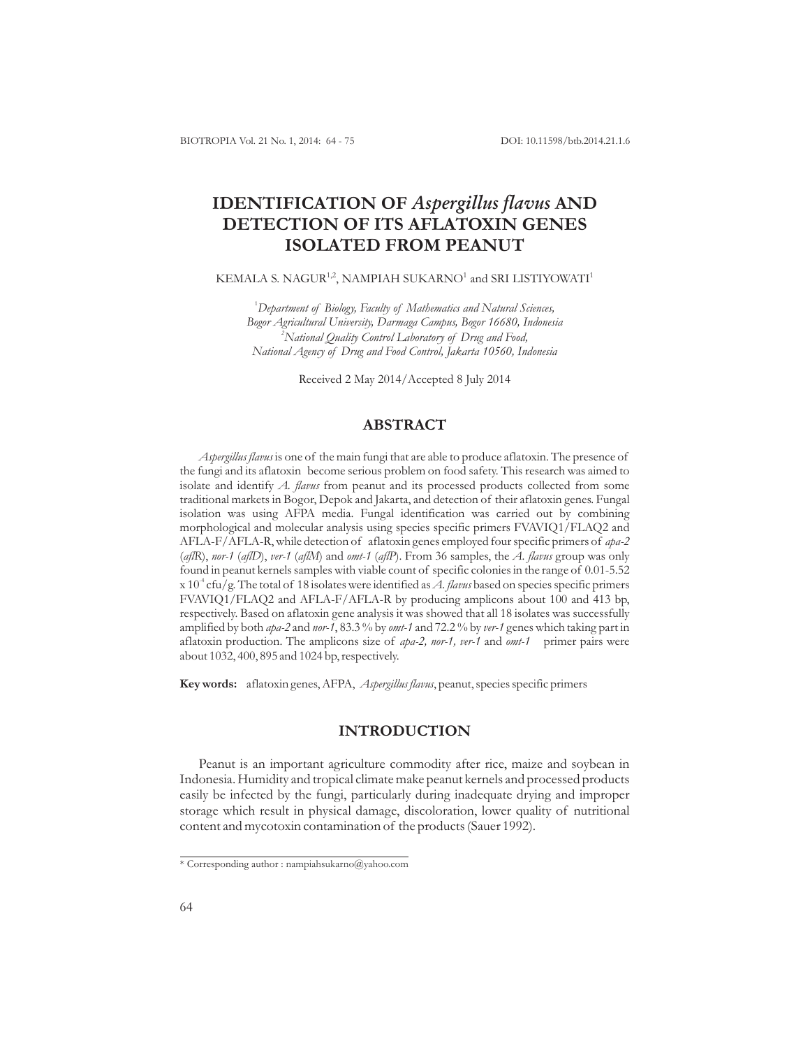# IDENTIFICATION OF *Aspergillus flavus* AND DETECTION OF ITS AFLATOXIN GENES ISOLATED FROM PEANUT

KEMALA S. NAGUR[1,2], NAMPIAH SUKARNO[1] and SRI LISTIYOWATI[1]

[1]*Department of Biology, Faculty of Mathematics and Natural Sciences, Bogor Agricultural University, Darmaga Campus, Bogor 16680, Indonesia*
[2]*National Quality Control Laboratory of Drug and Food, National Agency of Drug and Food Control, Jakarta 10560, Indonesia*

Received 2 May 2014/Accepted 8 July 2014

## ABSTRACT

*Aspergillus flavus* is one of the main fungi that are able to produce aflatoxin. The presence of the fungi and its aflatoxin become serious problem on food safety. This research was aimed to isolate and identify *A. flavus* from peanut and its processed products collected from some traditional markets in Bogor, Depok and Jakarta, and detection of their aflatoxin genes. Fungal isolation was using AFPA media. Fungal identification was carried out by combining morphological and molecular analysis using species specific primers FVAVIQ1/FLAQ2 and AFLA-F/AFLA-R, while detection of aflatoxin genes employed four specific primers of *apa-2* (*aflR*), *nor-1* (*aflD*), *ver-1* (*aflM*) and *omt-1* (*aflP*). From 36 samples, the *A. flavus* group was only found in peanut kernels samples with viable count of specific colonies in the range of 0.01-5.52 x $10^{4}$ cfu/g. The total of 18 isolates were identified as *A. flavus* based on species specific primers FVAVIQ1/FLAQ2 and AFLA-F/AFLA-R by producing amplicons about 100 and 413 bp, respectively. Based on aflatoxin gene analysis it was showed that all 18 isolates was successfully amplified by both *apa-2* and *nor-1*, 83.3 % by *omt-1* and 72.2 % by *ver-1* genes which taking part in aflatoxin production. The amplicons size of *apa-2, nor-1, ver-1* and *omt-1* primer pairs were about 1032, 400, 895 and 1024 bp, respectively.

**Key words:** aflatoxin genes, AFPA, *Aspergillus flavus*, peanut, species specific primers

## INTRODUCTION

Peanut is an important agriculture commodity after rice, maize and soybean in Indonesia. Humidity and tropical climate make peanut kernels and processed products easily be infected by the fungi, particularly during inadequate drying and improper storage which result in physical damage, discoloration, lower quality of nutritional content and mycotoxin contamination of the products (Sauer 1992).

* Corresponding author : nampiahsukarno@yahoo.com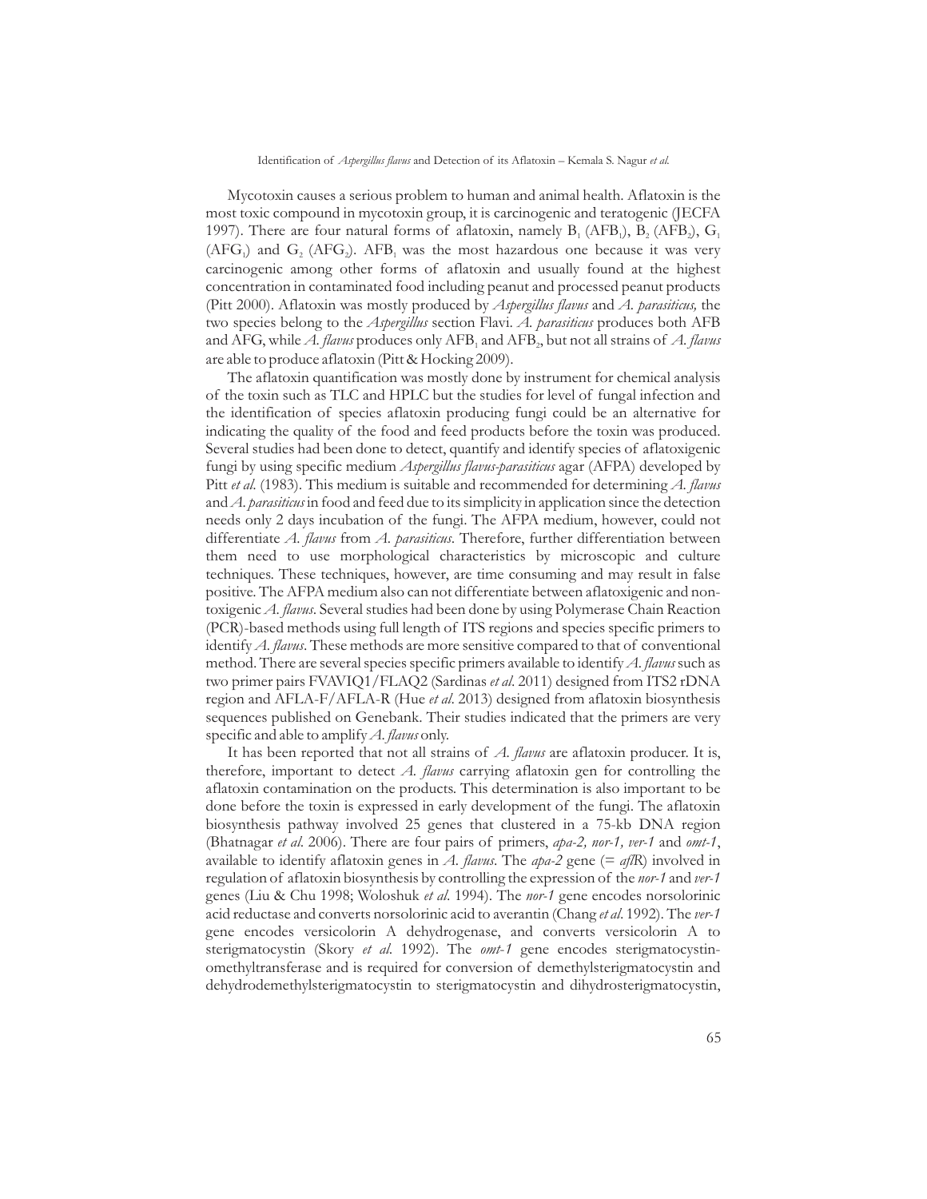Mycotoxin causes a serious problem to human and animal health. Aflatoxin is the most toxic compound in mycotoxin group, it is carcinogenic and teratogenic (JECFA 1997). There are four natural forms of aflatoxin, namely $B_1$ ($AFB_1$), $B_2$ ($AFB_2$), $G_1$ ($AFG_1$) and $G_2$ ($AFG_2$). $AFB_1$ was the most hazardous one because it was very carcinogenic among other forms of aflatoxin and usually found at the highest concentration in contaminated food including peanut and processed peanut products (Pitt 2000). Aflatoxin was mostly produced by *Aspergillus flavus* and *A. parasiticus,* the two species belong to the *Aspergillus* section Flavi. *A. parasiticus* produces both AFB and AFG, while *A. flavus* produces only $AFB_1$ and $AFB_2$, but not all strains of *A. flavus* are able to produce aflatoxin (Pitt & Hocking 2009).

The aflatoxin quantification was mostly done by instrument for chemical analysis of the toxin such as TLC and HPLC but the studies for level of fungal infection and the identification of species aflatoxin producing fungi could be an alternative for indicating the quality of the food and feed products before the toxin was produced. Several studies had been done to detect, quantify and identify species of aflatoxigenic fungi by using specific medium *Aspergillus flavus-parasiticus* agar (AFPA) developed by Pitt *et al.* (1983). This medium is suitable and recommended for determining *A. flavus* and *A. parasiticus* in food and feed due to its simplicity in application since the detection needs only 2 days incubation of the fungi. The AFPA medium, however, could not differentiate *A. flavus* from *A. parasiticus*. Therefore, further differentiation between them need to use morphological characteristics by microscopic and culture techniques. These techniques, however, are time consuming and may result in false positive. The AFPA medium also can not differentiate between aflatoxigenic and non-toxigenic *A. flavus*. Several studies had been done by using Polymerase Chain Reaction (PCR)-based methods using full length of ITS regions and species specific primers to identify *A. flavus*. These methods are more sensitive compared to that of conventional method. There are several species specific primers available to identify *A. flavus* such as two primer pairs FVAVIQ1/FLAQ2 (Sardinas *et al*. 2011) designed from ITS2 rDNA region and AFLA-F/AFLA-R (Hue *et al*. 2013) designed from aflatoxin biosynthesis sequences published on Genebank. Their studies indicated that the primers are very specific and able to amplify *A. flavus* only.

It has been reported that not all strains of *A. flavus* are aflatoxin producer. It is, therefore, important to detect *A. flavus* carrying aflatoxin gen for controlling the aflatoxin contamination on the products. This determination is also important to be done before the toxin is expressed in early development of the fungi. The aflatoxin biosynthesis pathway involved 25 genes that clustered in a 75-kb DNA region (Bhatnagar *et al*. 2006). There are four pairs of primers, *apa-2, nor-1, ver-1* and *omt-1*, available to identify aflatoxin genes in *A. flavus*. The *apa-2* gene (= *afl*R) involved in regulation of aflatoxin biosynthesis by controlling the expression of the *nor-1* and *ver-1* genes (Liu & Chu 1998; Woloshuk *et al*. 1994). The *nor-1* gene encodes norsolorinic acid reductase and converts norsolorinic acid to averantin (Chang *et al*. 1992). The *ver-1* gene encodes versicolorin A dehydrogenase, and converts versicolorin A to sterigmatocystin (Skory *et al*. 1992). The *omt-1* gene encodes sterigmatocystin-omethyltransferase and is required for conversion of demethylsterigmatocystin and dehydrodemethylsterigmatocystin to sterigmatocystin and dihydrosterigmatocystin,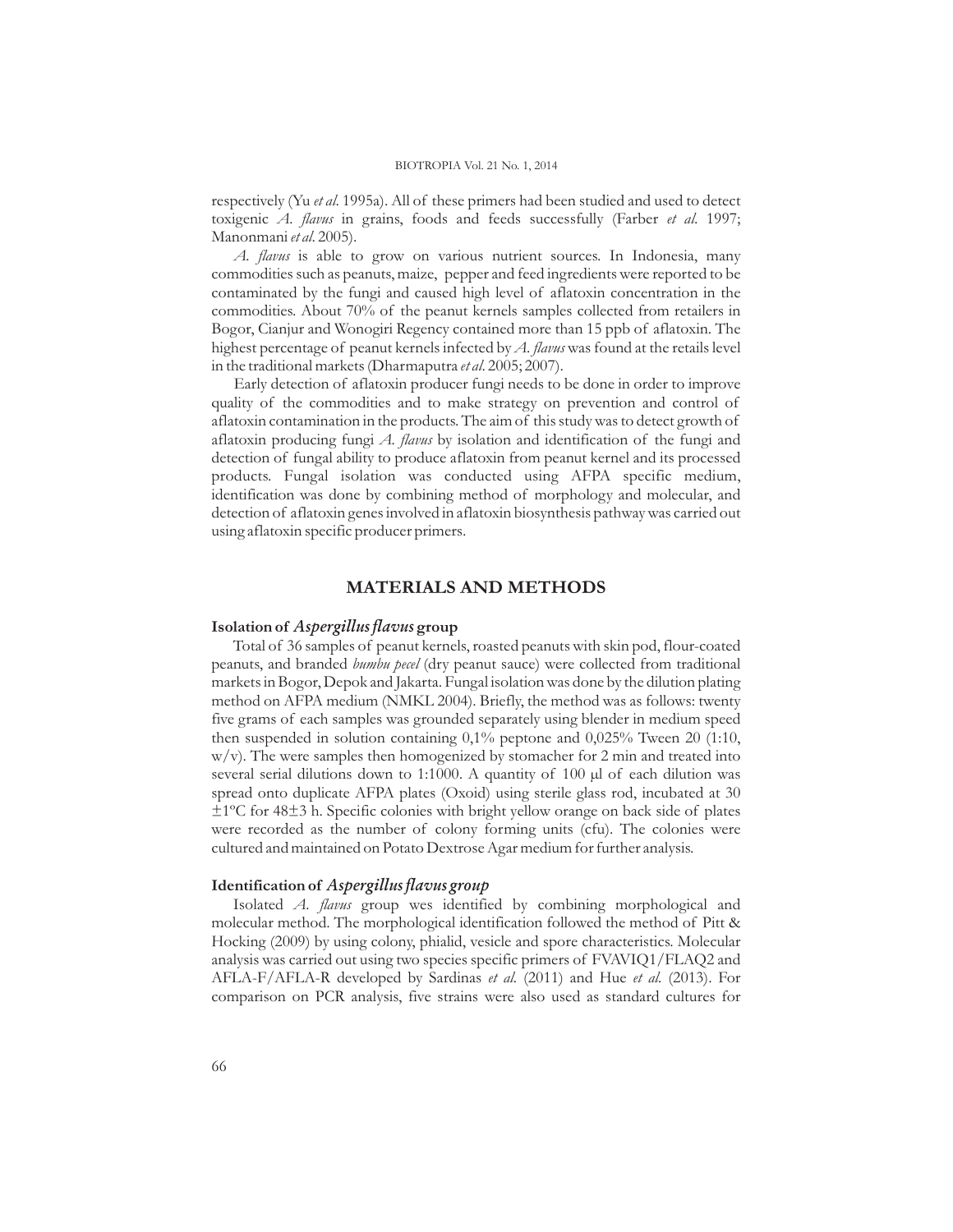respectively (Yu *et al*. 1995a). All of these primers had been studied and used to detect toxigenic *A. flavus* in grains, foods and feeds successfully (Farber *et al*. 1997; Manonmani *et al*. 2005).

*A. flavus* is able to grow on various nutrient sources. In Indonesia, many commodities such as peanuts, maize, pepper and feed ingredients were reported to be contaminated by the fungi and caused high level of aflatoxin concentration in the commodities. About 70% of the peanut kernels samples collected from retailers in Bogor, Cianjur and Wonogiri Regency contained more than 15 ppb of aflatoxin. The highest percentage of peanut kernels infected by *A. flavus* was found at the retails level in the traditional markets (Dharmaputra *et al*. 2005; 2007).

Early detection of aflatoxin producer fungi needs to be done in order to improve quality of the commodities and to make strategy on prevention and control of aflatoxin contamination in the products. The aim of this study was to detect growth of aflatoxin producing fungi *A. flavus* by isolation and identification of the fungi and detection of fungal ability to produce aflatoxin from peanut kernel and its processed products. Fungal isolation was conducted using AFPA specific medium, identification was done by combining method of morphology and molecular, and detection of aflatoxin genes involved in aflatoxin biosynthesis pathway was carried out using aflatoxin specific producer primers.

## MATERIALS AND METHODS

### Isolation of *Aspergillus flavus* group

Total of 36 samples of peanut kernels, roasted peanuts with skin pod, flour-coated peanuts, and branded *bumbu pecel* (dry peanut sauce) were collected from traditional markets in Bogor, Depok and Jakarta. Fungal isolation was done by the dilution plating method on AFPA medium (NMKL 2004). Briefly, the method was as follows: twenty five grams of each samples was grounded separately using blender in medium speed then suspended in solution containing 0,1% peptone and 0,025% Tween 20 (1:10, w/v). The were samples then homogenized by stomacher for 2 min and treated into several serial dilutions down to 1:1000. A quantity of 100 µl of each dilution was spread onto duplicate AFPA plates (Oxoid) using sterile glass rod, incubated at 30 ±1ºC for 48±3 h. Specific colonies with bright yellow orange on back side of plates were recorded as the number of colony forming units (cfu). The colonies were cultured and maintained on Potato Dextrose Agar medium for further analysis.

### Identification of *Aspergillus flavus group*

Isolated *A. flavus* group wes identified by combining morphological and molecular method. The morphological identification followed the method of Pitt & Hocking (2009) by using colony, phialid, vesicle and spore characteristics. Molecular analysis was carried out using two species specific primers of FVAVIQ1/FLAQ2 and AFLA-F/AFLA-R developed by Sardinas *et al*. (2011) and Hue *et al*. (2013). For comparison on PCR analysis, five strains were also used as standard cultures for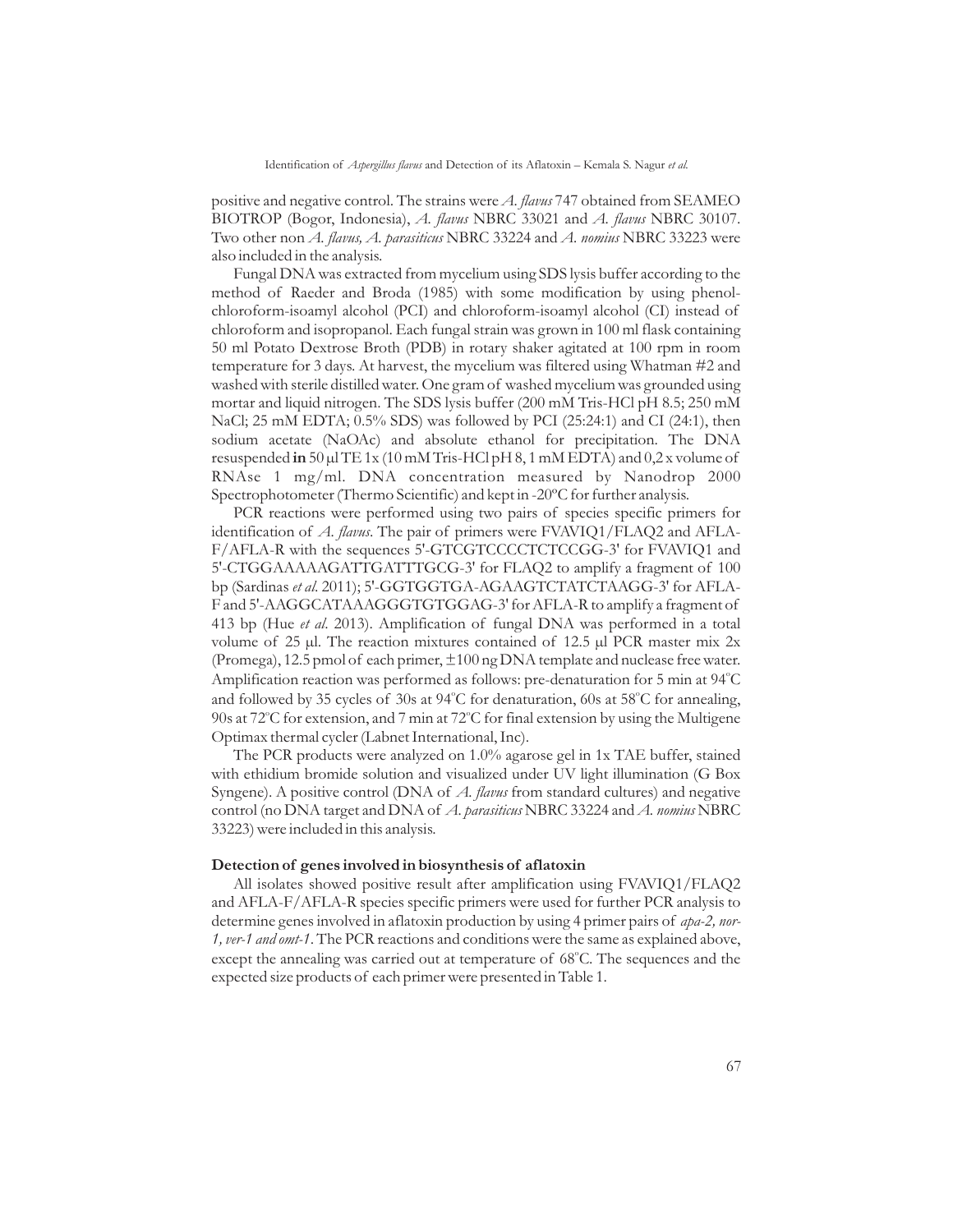positive and negative control. The strains were *A. flavus* 747 obtained from SEAMEO BIOTROP (Bogor, Indonesia), *A. flavus* NBRC 33021 and *A. flavus* NBRC 30107. Two other non *A. flavus, A. parasiticus* NBRC 33224 and *A. nomius* NBRC 33223 were also included in the analysis.

Fungal DNA was extracted from mycelium using SDS lysis buffer according to the method of Raeder and Broda (1985) with some modification by using phenol-chloroform-isoamyl alcohol (PCI) and chloroform-isoamyl alcohol (CI) instead of chloroform and isopropanol. Each fungal strain was grown in 100 ml flask containing 50 ml Potato Dextrose Broth (PDB) in rotary shaker agitated at 100 rpm in room temperature for 3 days. At harvest, the mycelium was filtered using Whatman #2 and washed with sterile distilled water. One gram of washed mycelium was grounded using mortar and liquid nitrogen. The SDS lysis buffer (200 mM Tris-HCl pH 8.5; 250 mM NaCl; 25 mM EDTA; 0.5% SDS) was followed by PCI (25:24:1) and CI (24:1), then sodium acetate (NaOAc) and absolute ethanol for precipitation. The DNA resuspended **in** 50 µl TE 1x (10 mM Tris-HCl pH 8, 1 mM EDTA) and 0,2 x volume of RNAse 1 mg/ml. DNA concentration measured by Nanodrop 2000 Spectrophotometer (Thermo Scientific) and kept in -20ºC for further analysis.

PCR reactions were performed using two pairs of species specific primers for identification of *A. flavus*. The pair of primers were FVAVIQ1/FLAQ2 and AFLA-F/AFLA-R with the sequences 5'-GTCGTCCCCTCTCCGG-3' for FVAVIQ1 and 5'-CTGGAAAAAGATTGATTTGCG-3' for FLAQ2 to amplify a fragment of 100 bp (Sardinas *et al.* 2011); 5'-GGTGGTGA-AGAAGTCTATCTAAGG-3' for AFLA-F and 5'-AAGGCATAAAGGGTGTGGAG-3' for AFLA-R to amplify a fragment of 413 bp (Hue *et al.* 2013). Amplification of fungal DNA was performed in a total volume of 25 µl. The reaction mixtures contained of 12.5 µl PCR master mix 2x (Promega), 12.5 pmol of each primer, ±100 ng DNA template and nuclease free water. Amplification reaction was performed as follows: pre-denaturation for 5 min at 94°C and followed by 35 cycles of 30s at 94°C for denaturation, 60s at 58°C for annealing, 90s at 72°C for extension, and 7 min at 72°C for final extension by using the Multigene Optimax thermal cycler (Labnet International, Inc).

The PCR products were analyzed on 1.0% agarose gel in 1x TAE buffer, stained with ethidium bromide solution and visualized under UV light illumination (G Box Syngene). A positive control (DNA of *A. flavus* from standard cultures) and negative control (no DNA target and DNA of *A. parasiticus* NBRC 33224 and *A. nomius* NBRC 33223) were included in this analysis.

**Detection of genes involved in biosynthesis of aflatoxin**

All isolates showed positive result after amplification using FVAVIQ1/FLAQ2 and AFLA-F/AFLA-R species specific primers were used for further PCR analysis to determine genes involved in aflatoxin production by using 4 primer pairs of *apa-2, nor-1, ver-1 and omt-1*. The PCR reactions and conditions were the same as explained above, except the annealing was carried out at temperature of 68°C. The sequences and the expected size products of each primer were presented in Table 1.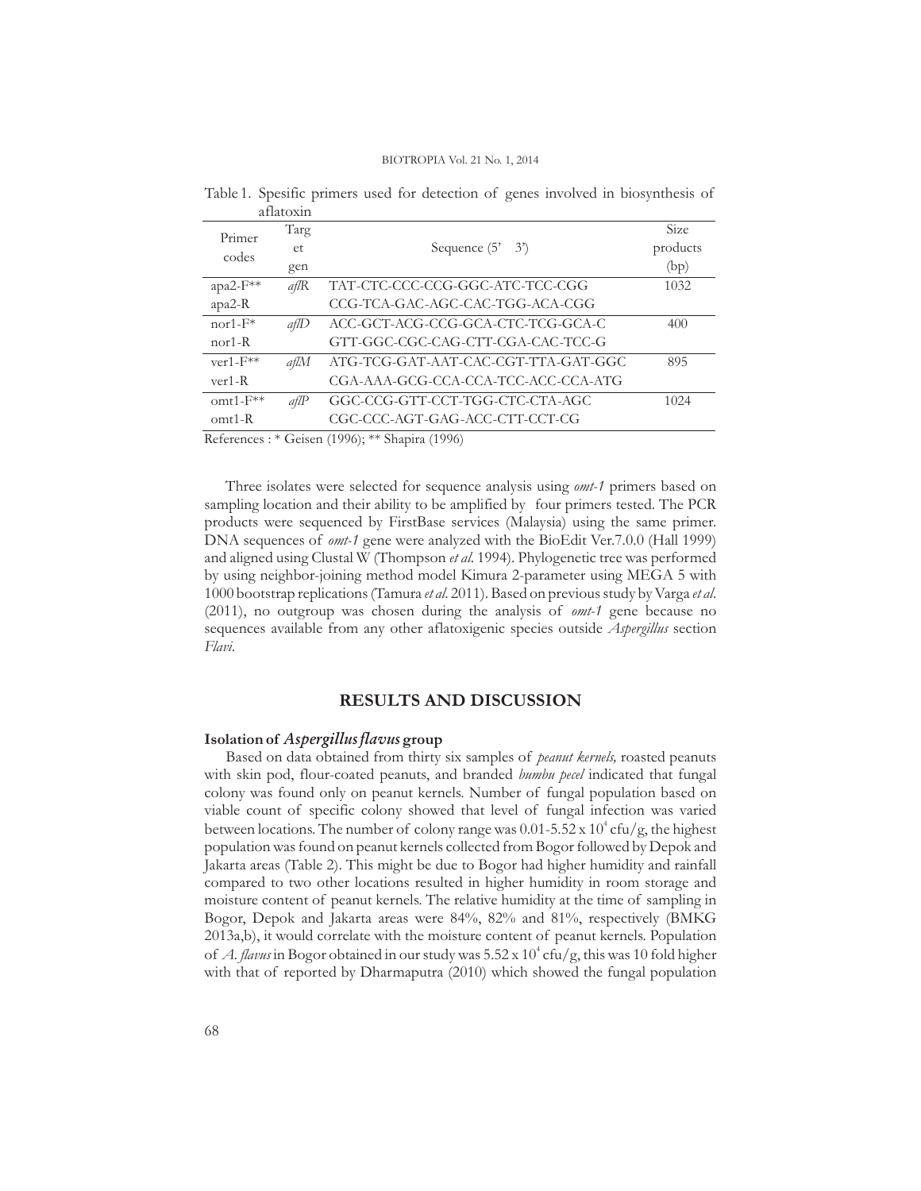Table 1. Spesific primers used for detection of genes involved in biosynthesis of aflatoxin

| Primer codes | Target gen | Sequence (5' 3') | Size products (bp) |
|---|---|---|---|
| apa2-F** | *aflR* | TAT-CTC-CCC-CCG-GGC-ATC-TCC-CGG | 1032 |
| apa2-R | | CCG-TCA-GAC-AGC-CAC-TGG-ACA-CGG | |
| nor1-F* | *aflD* | ACC-GCT-ACG-CCG-GCA-CTC-TCG-GCA-C | 400 |
| nor1-R | | GTT-GGC-CGC-CAG-CTT-CGA-CAC-TCC-G | |
| ver1-F** | *aflM* | ATG-TCG-GAT-AAT-CAC-CGT-TTA-GAT-GGC | 895 |
| ver1-R | | CGA-AAA-GCG-CCA-CCA-TCC-ACC-CCA-ATG | |
| omt1-F** | *aflP* | GGC-CCG-GTT-CCT-TGG-CTC-CTA-AGC | 1024 |
| omt1-R | | CGC-CCC-AGT-GAG-ACC-CTT-CCT-CG | |

References : * Geisen (1996); ** Shapira (1996)

Three isolates were selected for sequence analysis using *omt-1* primers based on sampling location and their ability to be amplified by four primers tested. The PCR products were sequenced by FirstBase services (Malaysia) using the same primer. DNA sequences of *omt-1* gene were analyzed with the BioEdit Ver.7.0.0 (Hall 1999) and aligned using Clustal W (Thompson *et al*. 1994). Phylogenetic tree was performed by using neighbor-joining method model Kimura 2-parameter using MEGA 5 with 1000 bootstrap replications (Tamura *et al*. 2011). Based on previous study by Varga *et al*. (2011), no outgroup was chosen during the analysis of *omt-1* gene because no sequences available from any other aflatoxigenic species outside *Aspergillus* section *Flavi*.

## RESULTS AND DISCUSSION

### Isolation of *Aspergillus flavus* group

Based on data obtained from thirty six samples of *peanut kernels,* roasted peanuts with skin pod, flour-coated peanuts, and branded *bumbu pecel* indicated that fungal colony was found only on peanut kernels. Number of fungal population based on viable count of specific colony showed that level of fungal infection was varied between locations. The number of colony range was 0.01-5.52 x $10^4$ cfu/g, the highest population was found on peanut kernels collected from Bogor followed by Depok and Jakarta areas (Table 2). This might be due to Bogor had higher humidity and rainfall compared to two other locations resulted in higher humidity in room storage and moisture content of peanut kernels. The relative humidity at the time of sampling in Bogor, Depok and Jakarta areas were 84%, 82% and 81%, respectively (BMKG 2013a,b), it would correlate with the moisture content of peanut kernels. Population of *A. flavus* in Bogor obtained in our study was 5.52 x $10^4$ cfu/g, this was 10 fold higher with that of reported by Dharmaputra (2010) which showed the fungal population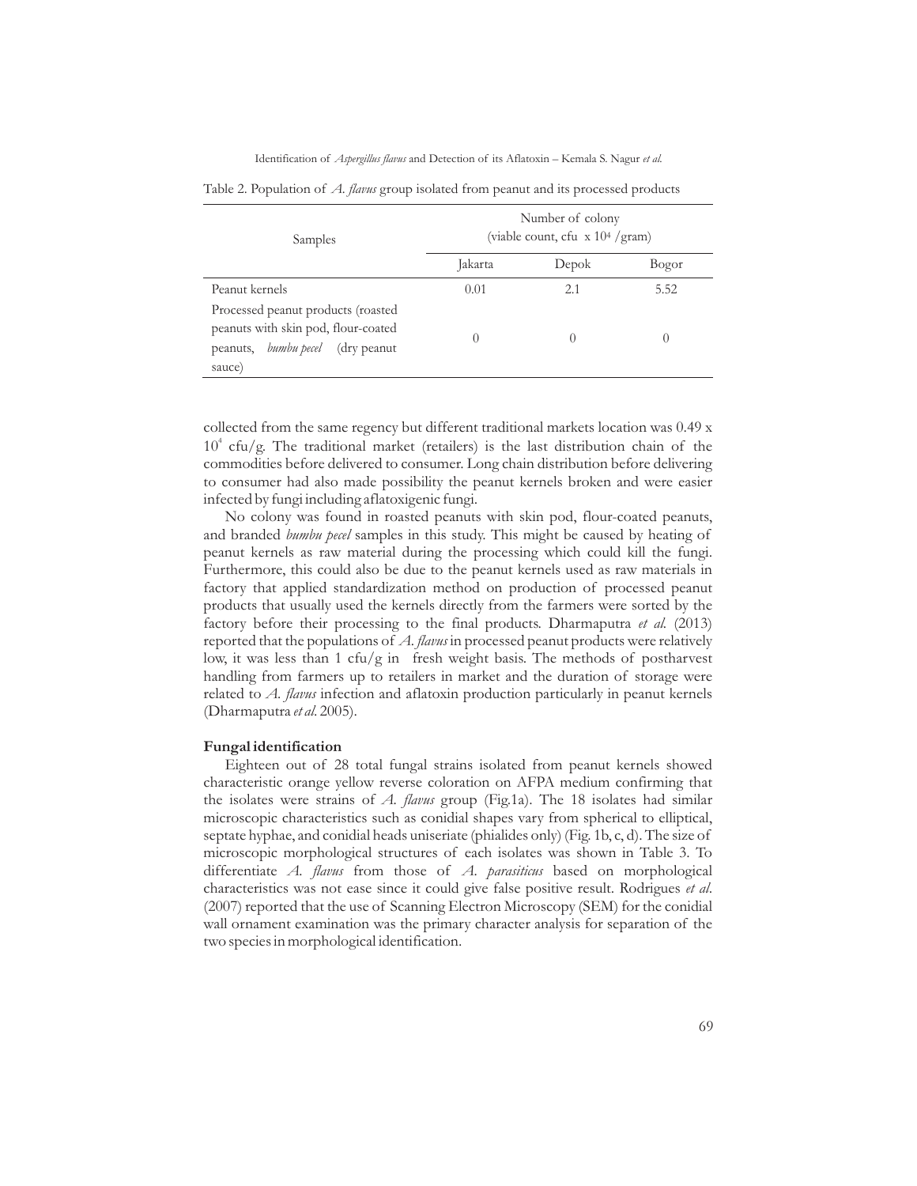Table 2. Population of *A. flavus* group isolated from peanut and its processed products

| Samples | Number of colony (viable count, cfu x $10^4$ /gram) | | |
|---|---|---|---|
| | Jakarta | Depok | Bogor |
| Peanut kernels | 0.01 | 2.1 | 5.52 |
| Processed peanut products (roasted peanuts with skin pod, flour-coated peanuts, *bumbu pecel* (dry peanut sauce) | 0 | 0 | 0 |

collected from the same regency but different traditional markets location was 0.49 x $10^4$ cfu/g. The traditional market (retailers) is the last distribution chain of the commodities before delivered to consumer. Long chain distribution before delivering to consumer had also made possibility the peanut kernels broken and were easier infected by fungi including aflatoxigenic fungi.

No colony was found in roasted peanuts with skin pod, flour-coated peanuts, and branded *bumbu pecel* samples in this study. This might be caused by heating of peanut kernels as raw material during the processing which could kill the fungi. Furthermore, this could also be due to the peanut kernels used as raw materials in factory that applied standardization method on production of processed peanut products that usually used the kernels directly from the farmers were sorted by the factory before their processing to the final products. Dharmaputra *et al.* (2013) reported that the populations of *A. flavus* in processed peanut products were relatively low, it was less than 1 cfu/g in fresh weight basis. The methods of postharvest handling from farmers up to retailers in market and the duration of storage were related to *A. flavus* infection and aflatoxin production particularly in peanut kernels (Dharmaputra *et al.* 2005).

**Fungal identification**

Eighteen out of 28 total fungal strains isolated from peanut kernels showed characteristic orange yellow reverse coloration on AFPA medium confirming that the isolates were strains of *A. flavus* group (Fig.1a). The 18 isolates had similar microscopic characteristics such as conidial shapes vary from spherical to elliptical, septate hyphae, and conidial heads uniseriate (phialides only) (Fig. 1b, c, d). The size of microscopic morphological structures of each isolates was shown in Table 3. To differentiate *A. flavus* from those of *A. parasiticus* based on morphological characteristics was not ease since it could give false positive result. Rodrigues *et al*. (2007) reported that the use of Scanning Electron Microscopy (SEM) for the conidial wall ornament examination was the primary character analysis for separation of the two species in morphological identification.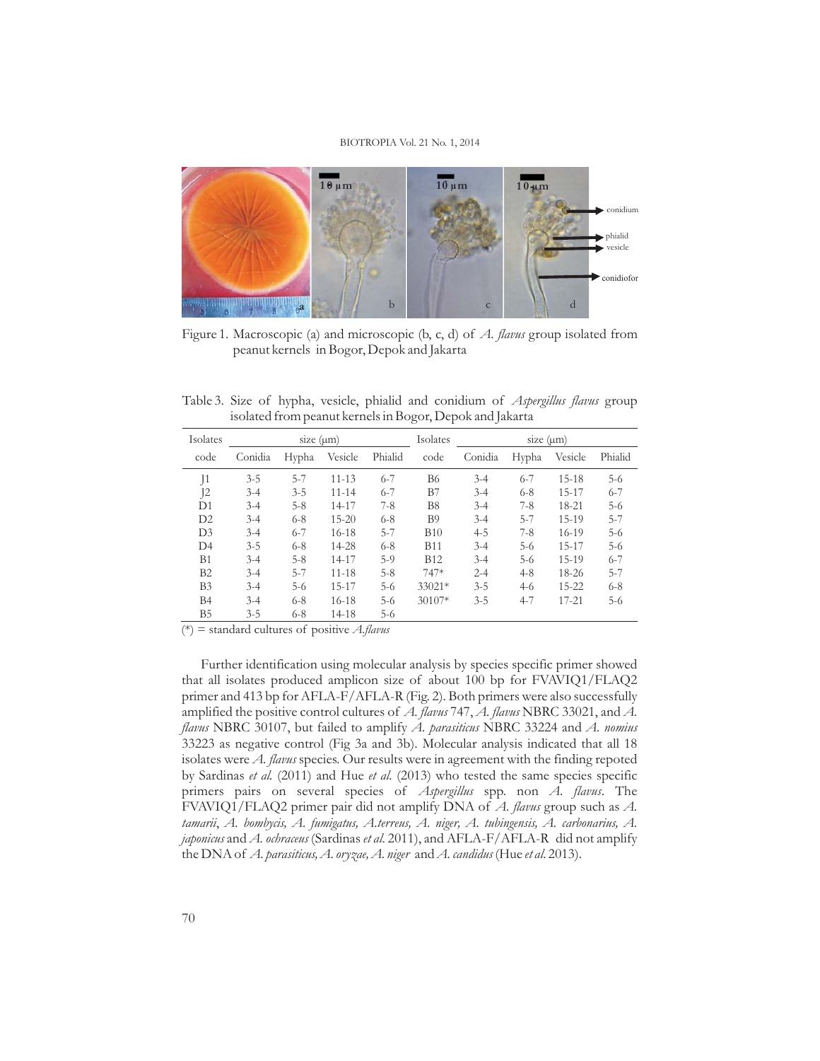Figure 1. Macroscopic (a) and microscopic (b, c, d) of *A. flavus* group isolated from peanut kernels in Bogor, Depok and Jakarta

Table 3. Size of hypha, vesicle, phialid and conidium of *Aspergillus flavus* group isolated from peanut kernels in Bogor, Depok and Jakarta

| Isolates code | size (μm) | | | | Isolates code | size (μm) | | | |
|---|---|---|---|---|---|---|---|---|---|
| | Conidia | Hypha | Vesicle | Phialid | | Conidia | Hypha | Vesicle | Phialid |
| J1 | 3-5 | 5-7 | 11-13 | 6-7 | B6 | 3-4 | 6-7 | 15-18 | 5-6 |
| J2 | 3-4 | 3-5 | 11-14 | 6-7 | B7 | 3-4 | 6-8 | 15-17 | 6-7 |
| D1 | 3-4 | 5-8 | 14-17 | 7-8 | B8 | 3-4 | 7-8 | 18-21 | 5-6 |
| D2 | 3-4 | 6-8 | 15-20 | 6-8 | B9 | 3-4 | 5-7 | 15-19 | 5-7 |
| D3 | 3-4 | 6-7 | 16-18 | 5-7 | B10 | 4-5 | 7-8 | 16-19 | 5-6 |
| D4 | 3-5 | 6-8 | 14-28 | 6-8 | B11 | 3-4 | 5-6 | 15-17 | 5-6 |
| B1 | 3-4 | 5-8 | 14-17 | 5-9 | B12 | 3-4 | 5-6 | 15-19 | 6-7 |
| B2 | 3-4 | 5-7 | 11-18 | 5-8 | 747* | 2-4 | 4-8 | 18-26 | 5-7 |
| B3 | 3-4 | 5-6 | 15-17 | 5-6 | 33021* | 3-5 | 4-6 | 15-22 | 6-8 |
| B4 | 3-4 | 6-8 | 16-18 | 5-6 | 30107* | 3-5 | 4-7 | 17-21 | 5-6 |
| B5 | 3-5 | 6-8 | 14-18 | 5-6 | | | | | |

(*) = standard cultures of positive *A.flavus*

Further identification using molecular analysis by species specific primer showed that all isolates produced amplicon size of about 100 bp for FVAVIQ1/FLAQ2 primer and 413 bp for AFLA-F/AFLA-R (Fig. 2). Both primers were also successfully amplified the positive control cultures of *A. flavus* 747, *A. flavus* NBRC 33021, and *A. flavus* NBRC 30107, but failed to amplify *A. parasiticus* NBRC 33224 and *A. nomius* 33223 as negative control (Fig 3a and 3b). Molecular analysis indicated that all 18 isolates were *A. flavus* species. Our results were in agreement with the finding repoted by Sardinas *et al.* (2011) and Hue *et al.* (2013) who tested the same species specific primers pairs on several species of *Aspergillus* spp. non *A. flavus*. The FVAVIQ1/FLAQ2 primer pair did not amplify DNA of *A. flavus* group such as *A. tamarii*, *A. bombycis, A. fumigatus, A.terreus, A. niger, A. tubingensis, A. carbonarius, A. japonicus* and *A. ochraceus* (Sardinas *et al.* 2011), and AFLA-F/AFLA-R did not amplify the DNA of *A. parasiticus, A. oryzae, A. niger* and *A. candidus* (Hue *et al.* 2013).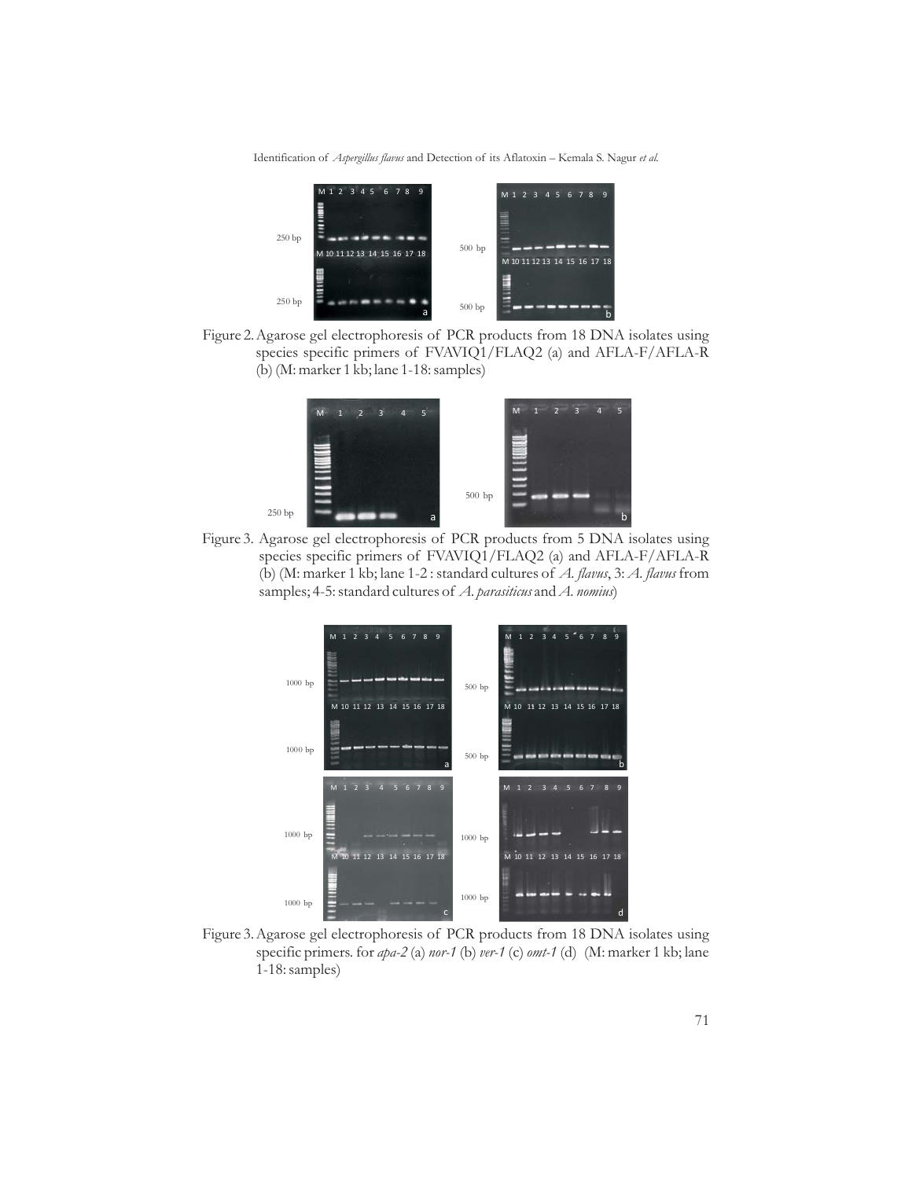Figure 2. Agarose gel electrophoresis of PCR products from 18 DNA isolates using species specific primers of FVAVIQ1/FLAQ2 (a) and AFLA-F/AFLA-R (b) (M: marker 1 kb; lane 1-18: samples)

Figure 3. Agarose gel electrophoresis of PCR products from 5 DNA isolates using species specific primers of FVAVIQ1/FLAQ2 (a) and AFLA-F/AFLA-R (b) (M: marker 1 kb; lane 1-2 : standard cultures of *A. flavus*, 3: *A. flavus* from samples; 4-5: standard cultures of *A. parasiticus* and *A. nomius*)

Figure 3. Agarose gel electrophoresis of PCR products from 18 DNA isolates using specific primers. for *apa-2* (a) *nor-1* (b) *ver-1* (c) *omt-1* (d) (M: marker 1 kb; lane 1-18: samples)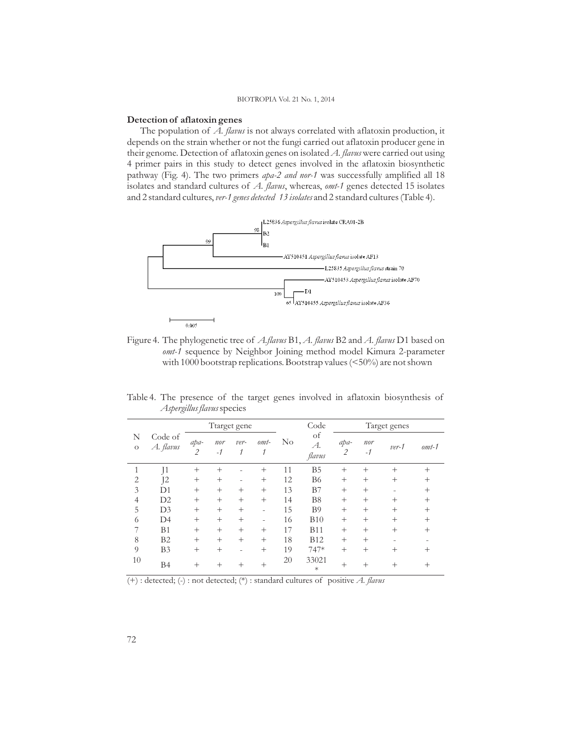## Detection of aflatoxin genes

The population of *A. flavus* is not always correlated with aflatoxin production, it depends on the strain whether or not the fungi carried out aflatoxin producer gene in their genome. Detection of aflatoxin genes on isolated *A. flavus* were carried out using 4 primer pairs in this study to detect genes involved in the aflatoxin biosynthetic pathway (Fig. 4). The two primers *apa-2 and nor-1* was successfully amplified all 18 isolates and standard cultures of *A. flavus*, whereas, *omt-1* genes detected 15 isolates and 2 standard cultures, *ver-1 genes detected 13 isolates* and 2 standard cultures (Table 4).

Figure 4. The phylogenetic tree of *A.flavus* B1, *A. flavus* B2 and *A. flavus* D1 based on *omt-1* sequence by Neighbor Joining method model Kimura 2-parameter with 1000 bootstrap replications. Bootstrap values (<50%) are not shown

Table 4. The presence of the target genes involved in aflatoxin biosynthesis of *Aspergillus flavus* species

| No | Code of *A. flavus* | Ttarget gene | | | | No | Code of *A. flavus* | Target genes | | | |
|---|---|---|---|---|---|---|---|---|---|---|---|
| | | *apa-2* | *nor-1* | *ver-1* | *omt-1* | | | *apa-2* | *nor-1* | *ver-1* | *omt-1* |
| 1 | J1 | + | + | - | + | 11 | B5 | + | + | + | + |
| 2 | J2 | + | + | - | + | 12 | B6 | + | + | + | + |
| 3 | D1 | + | + | + | + | 13 | B7 | + | + | - | + |
| 4 | D2 | + | + | + | + | 14 | B8 | + | + | + | + |
| 5 | D3 | + | + | + | - | 15 | B9 | + | + | + | + |
| 6 | D4 | + | + | + | - | 16 | B10 | + | + | + | + |
| 7 | B1 | + | + | + | + | 17 | B11 | + | + | + | + |
| 8 | B2 | + | + | + | + | 18 | B12 | + | + | - | - |
| 9 | B3 | + | + | - | + | 19 | 747* | + | + | + | + |
| 10 | B4 | + | + | + | + | 20 | 33021* | + | + | + | + |

(+) : detected; (-) : not detected; (*) : standard cultures of positive *A. flavus*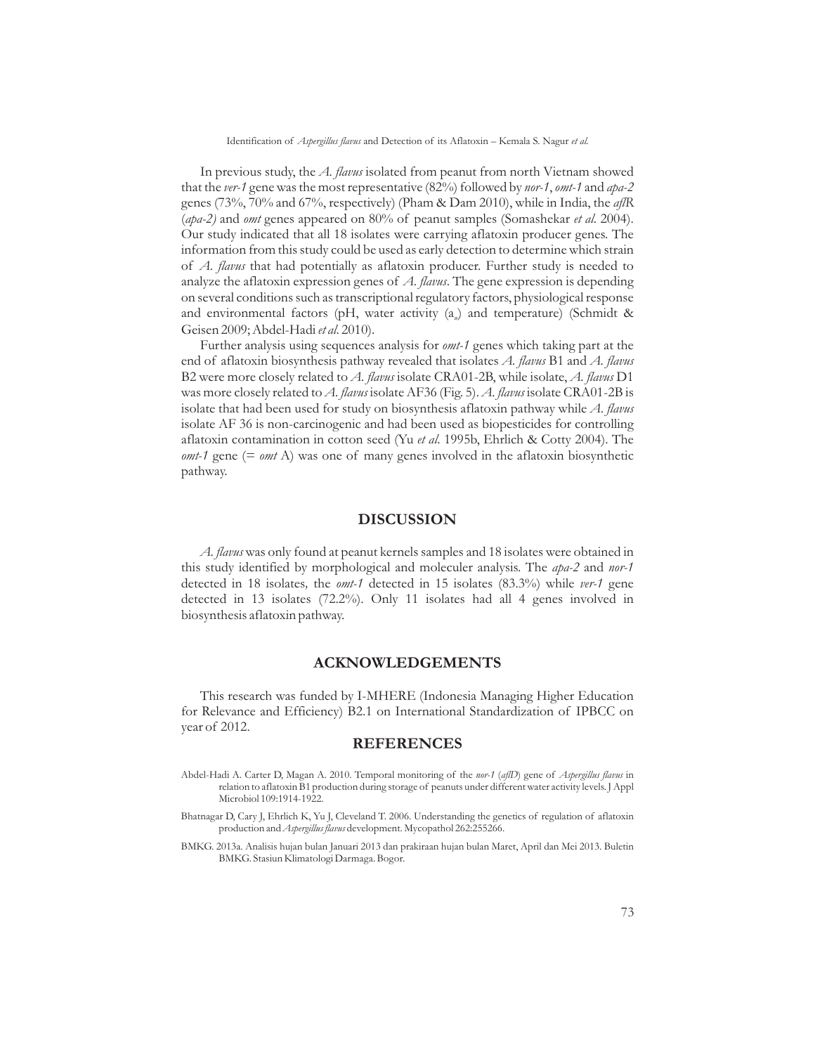In previous study, the *A. flavus* isolated from peanut from north Vietnam showed that the *ver-1* gene was the most representative (82%) followed by *nor-1*, *omt-1* and *apa-2* genes (73%, 70% and 67%, respectively) (Pham & Dam 2010), while in India, the *aflR* (*apa-2)* and *omt* genes appeared on 80% of peanut samples (Somashekar *et al*. 2004). Our study indicated that all 18 isolates were carrying aflatoxin producer genes. The information from this study could be used as early detection to determine which strain of *A. flavus* that had potentially as aflatoxin producer. Further study is needed to analyze the aflatoxin expression genes of *A. flavus*. The gene expression is depending on several conditions such as transcriptional regulatory factors, physiological response and environmental factors (pH, water activity ($a_w$) and temperature) (Schmidt & Geisen 2009; Abdel-Hadi *et al*. 2010).

Further analysis using sequences analysis for *omt-1* genes which taking part at the end of aflatoxin biosynthesis pathway revealed that isolates *A. flavus* B1 and *A. flavus* B2 were more closely related to *A. flavus* isolate CRA01-2B, while isolate, *A. flavus* D1 was more closely related to *A. flavus* isolate AF36 (Fig. 5). *A. flavus* isolate CRA01-2B is isolate that had been used for study on biosynthesis aflatoxin pathway while *A. flavus* isolate AF 36 is non-carcinogenic and had been used as biopesticides for controlling aflatoxin contamination in cotton seed (Yu *et al*. 1995b, Ehrlich & Cotty 2004). The *omt-1* gene (= *omt* A) was one of many genes involved in the aflatoxin biosynthetic pathway.

## DISCUSSION

*A. flavus* was only found at peanut kernels samples and 18 isolates were obtained in this study identified by morphological and moleculer analysis. The *apa-2* and *nor-1* detected in 18 isolates, the *omt-1* detected in 15 isolates (83.3%) while *ver-1* gene detected in 13 isolates (72.2%). Only 11 isolates had all 4 genes involved in biosynthesis aflatoxin pathway.

## ACKNOWLEDGEMENTS

This research was funded by I-MHERE (Indonesia Managing Higher Education for Relevance and Efficiency) B2.1 on International Standardization of IPBCC on year of 2012.

## REFERENCES

Abdel-Hadi A. Carter D, Magan A. 2010. Temporal monitoring of the *nor-1* (*aflD*) gene of *Aspergillus flavus* in relation to aflatoxin B1 production during storage of peanuts under different water activity levels. J Appl Microbiol 109:1914-1922.

Bhatnagar D, Cary J, Ehrlich K, Yu J, Cleveland T. 2006. Understanding the genetics of regulation of aflatoxin production and *Aspergillus flavus* development. Mycopathol 262:255266.

BMKG. 2013a. Analisis hujan bulan Januari 2013 dan prakiraan hujan bulan Maret, April dan Mei 2013. Buletin BMKG. Stasiun Klimatologi Darmaga. Bogor.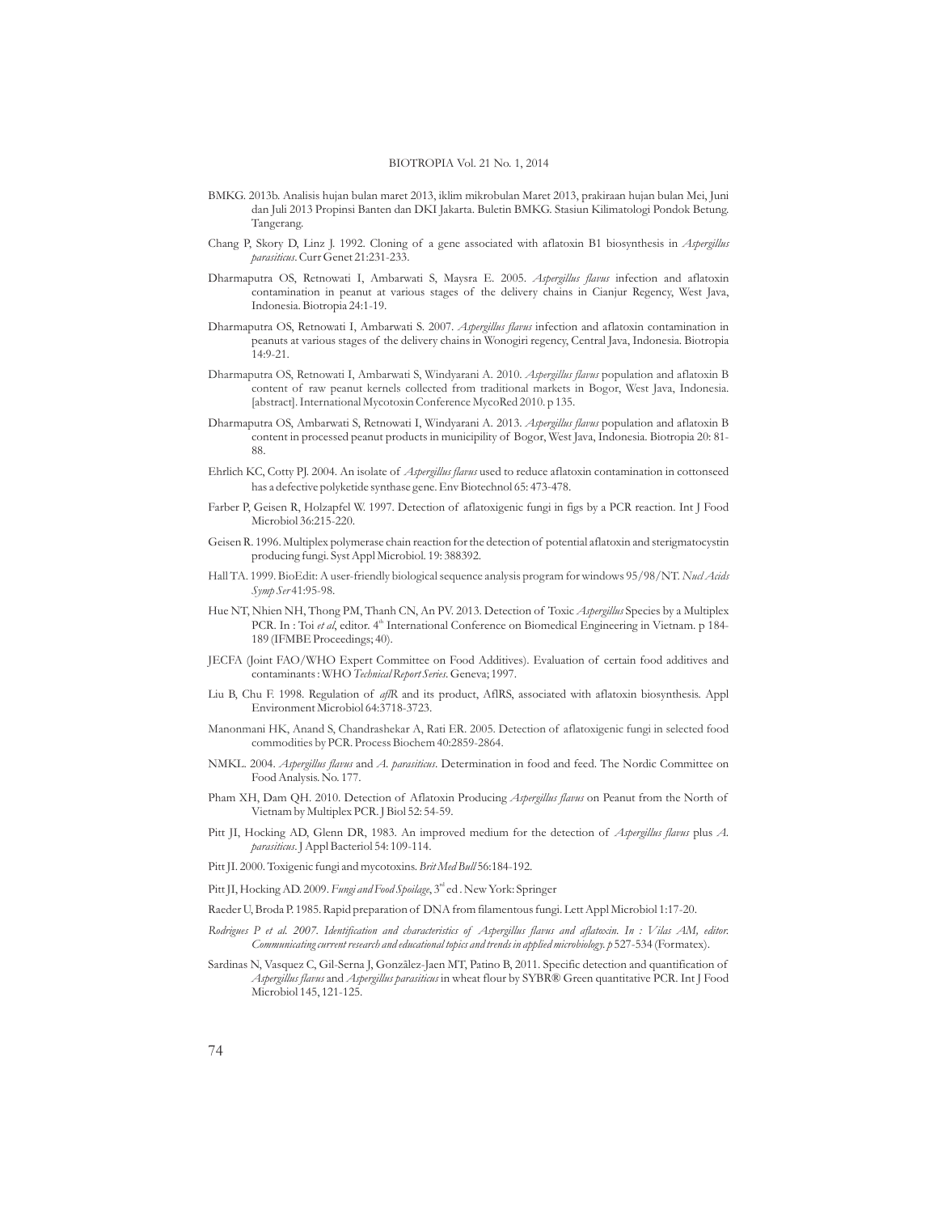BMKG. 2013b. Analisis hujan bulan maret 2013, iklim mikrobulan Maret 2013, prakiraan hujan bulan Mei, Juni dan Juli 2013 Propinsi Banten dan DKI Jakarta. Buletin BMKG. Stasiun Kilimatologi Pondok Betung. Tangerang.

Chang P, Skory D, Linz J. 1992. Cloning of a gene associated with aflatoxin B1 biosynthesis in *Aspergillus parasiticus*. Curr Genet 21:231-233.

Dharmaputra OS, Retnowati I, Ambarwati S, Maysra E. 2005. *Aspergillus flavus* infection and aflatoxin contamination in peanut at various stages of the delivery chains in Cianjur Regency, West Java, Indonesia. Biotropia 24:1-19.

Dharmaputra OS, Retnowati I, Ambarwati S. 2007. *Aspergillus flavus* infection and aflatoxin contamination in peanuts at various stages of the delivery chains in Wonogiri regency, Central Java, Indonesia. Biotropia 14:9-21.

Dharmaputra OS, Retnowati I, Ambarwati S, Windyarani A. 2010. *Aspergillus flavus* population and aflatoxin B content of raw peanut kernels collected from traditional markets in Bogor, West Java, Indonesia. [abstract]. International Mycotoxin Conference MycoRed 2010. p 135.

Dharmaputra OS, Ambarwati S, Retnowati I, Windyarani A. 2013. *Aspergillus flavus* population and aflatoxin B content in processed peanut products in municipility of Bogor, West Java, Indonesia. Biotropia 20: 81-88.

Ehrlich KC, Cotty PJ. 2004. An isolate of *Aspergillus flavus* used to reduce aflatoxin contamination in cottonseed has a defective polyketide synthase gene. Env Biotechnol 65: 473-478.

Farber P, Geisen R, Holzapfel W. 1997. Detection of aflatoxigenic fungi in figs by a PCR reaction. Int J Food Microbiol 36:215-220.

Geisen R. 1996. Multiplex polymerase chain reaction for the detection of potential aflatoxin and sterigmatocystin producing fungi. Syst Appl Microbiol. 19: 388392.

Hall TA. 1999. BioEdit: A user-friendly biological sequence analysis program for windows 95/98/NT. *Nucl Acids Symp Ser* 41:95-98.

Hue NT, Nhien NH, Thong PM, Thanh CN, An PV. 2013. Detection of Toxic *Aspergillus* Species by a Multiplex PCR. In : Toi *et al*, editor. 4th International Conference on Biomedical Engineering in Vietnam. p 184-189 (IFMBE Proceedings; 40).

JECFA (Joint FAO/WHO Expert Committee on Food Additives). Evaluation of certain food additives and contaminants : WHO *Technical Report Series*. Geneva; 1997.

Liu B, Chu F. 1998. Regulation of *afl*R and its product, AflRS, associated with aflatoxin biosynthesis. Appl Environment Microbiol 64:3718-3723.

Manonmani HK, Anand S, Chandrashekar A, Rati ER. 2005. Detection of aflatoxigenic fungi in selected food commodities by PCR. Process Biochem 40:2859-2864.

NMKL. 2004. *Aspergillus flavus* and *A. parasiticus*. Determination in food and feed. The Nordic Committee on Food Analysis. No. 177.

Pham XH, Dam QH. 2010. Detection of Aflatoxin Producing *Aspergillus flavus* on Peanut from the North of Vietnam by Multiplex PCR. J Biol 52: 54-59.

Pitt JI, Hocking AD, Glenn DR, 1983. An improved medium for the detection of *Aspergillus flavus* plus *A. parasiticus*. J Appl Bacteriol 54: 109-114.

Pitt JI. 2000. Toxigenic fungi and mycotoxins. *Brit Med Bull* 56:184-192.

Pitt JI, Hocking AD. 2009. *Fungi and Food Spoilage*, 3rd ed . New York: Springer

Raeder U, Broda P. 1985. Rapid preparation of DNA from filamentous fungi. Lett Appl Microbiol 1:17-20.

*Rodrigues P et al. 2007. Identification and characteristics of Aspergillus flavus and aflatoxin. In : Vilas AM, editor. Communicating current research and educational topics and trends in applied microbiology. p* 527-534 (Formatex).

Sardinas N, Vasquez C, Gil-Serna J, Gonzãlez-Jaen MT, Patino B, 2011. Specific detection and quantification of *Aspergillus flavus* and *Aspergillus parasiticus* in wheat flour by SYBR® Green quantitative PCR. Int J Food Microbiol 145, 121-125.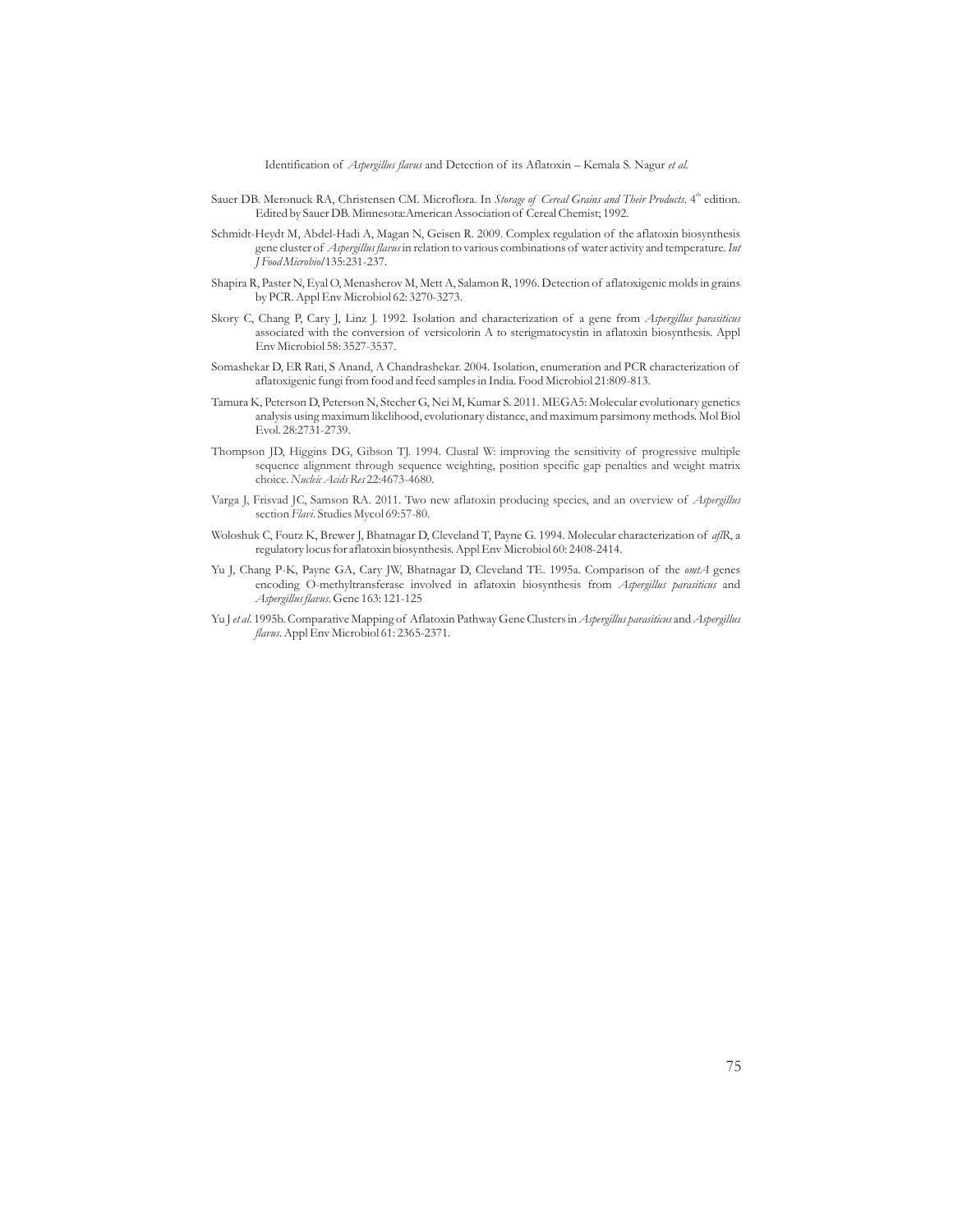Sauer DB. Meronuck RA, Christensen CM. Microflora. In *Storage of Cereal Grains and Their Products*. 4th edition. Edited by Sauer DB. Minnesota:American Association of Cereal Chemist; 1992.

Schmidt-Heydt M, Abdel-Hadi A, Magan N, Geisen R. 2009. Complex regulation of the aflatoxin biosynthesis gene cluster of *Aspergillus flavus* in relation to various combinations of water activity and temperature. *Int J Food Microbiol* 135:231-237.

Shapira R, Paster N, Eyal O, Menasherov M, Mett A, Salamon R, 1996. Detection of aflatoxigenic molds in grains by PCR. Appl Env Microbiol 62: 3270-3273.

Skory C, Chang P, Cary J, Linz J. 1992. Isolation and characterization of a gene from *Aspergillus parasiticus* associated with the conversion of versicolorin A to sterigmatocystin in aflatoxin biosynthesis. Appl Env Microbiol 58: 3527-3537.

Somashekar D, ER Rati, S Anand, A Chandrashekar. 2004. Isolation, enumeration and PCR characterization of aflatoxigenic fungi from food and feed samples in India. Food Microbiol 21:809-813.

Tamura K, Peterson D, Peterson N, Stecher G, Nei M, Kumar S. 2011. MEGA5: Molecular evolutionary genetics analysis using maximum likelihood, evolutionary distance, and maximum parsimony methods. Mol Biol Evol. 28:2731-2739.

Thompson JD, Higgins DG, Gibson TJ. 1994. Clustal W: improving the sensitivity of progressive multiple sequence alignment through sequence weighting, position specific gap penalties and weight matrix choice. *Nucleic Acids Res* 22:4673-4680.

Varga J, Frisvad JC, Samson RA. 2011. Two new aflatoxin producing species, and an overview of *Aspergillus* section *Flavi*. Studies Mycol 69:57-80.

Woloshuk C, Foutz K, Brewer J, Bhatnagar D, Cleveland T, Payne G. 1994. Molecular characterization of *aflR*, a regulatory locus for aflatoxin biosynthesis. Appl Env Microbiol 60: 2408-2414.

Yu J, Chang P-K, Payne GA, Cary JW, Bhatnagar D, Cleveland TE. 1995a. Comparison of the *omtA* genes encoding O-methyltransferase involved in aflatoxin biosynthesis from *Aspergillus parasiticus* and *Aspergillus flavus*. Gene 163: 121-125

Yu J *et al*. 1995b. Comparative Mapping of Aflatoxin Pathway Gene Clusters in *Aspergillus parasiticus* and *Aspergillus flavus*. Appl Env Microbiol 61: 2365-2371.